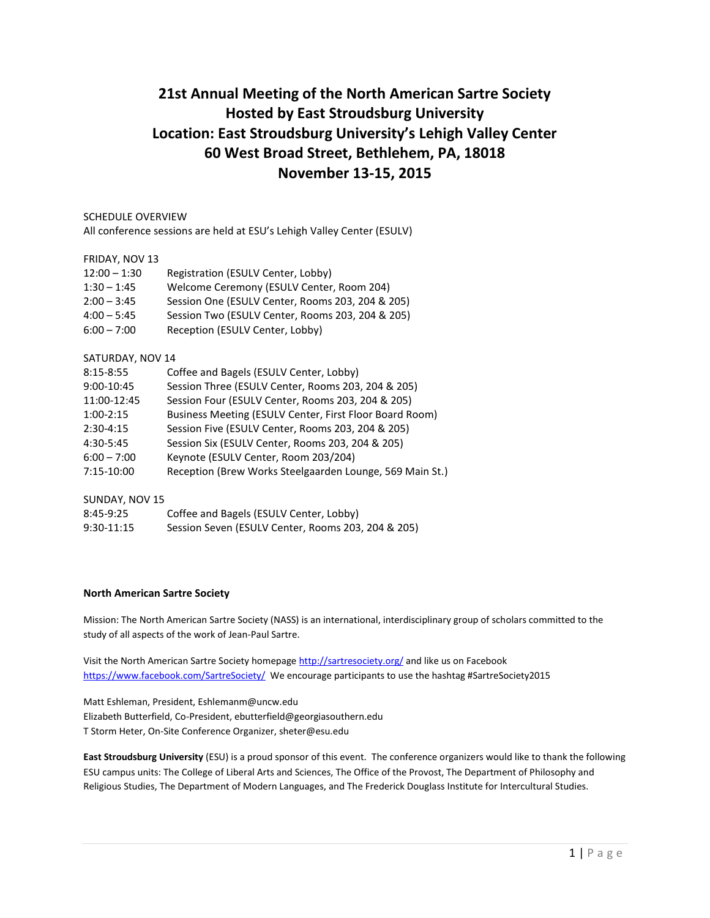# 21st Annual Meeting of the North American Sartre Society
# Hosted by East Stroudsburg University
# Location: East Stroudsburg University's Lehigh Valley Center
# 60 West Broad Street, Bethlehem, PA, 18018
# November 13-15, 2015

SCHEDULE OVERVIEW
All conference sessions are held at ESU's Lehigh Valley Center (ESULV)

FRIDAY, NOV 13

| | |
|---|---|
| 12:00 – 1:30 | Registration (ESULV Center, Lobby) |
| 1:30 – 1:45 | Welcome Ceremony (ESULV Center, Room 204) |
| 2:00 – 3:45 | Session One (ESULV Center, Rooms 203, 204 & 205) |
| 4:00 – 5:45 | Session Two (ESULV Center, Rooms 203, 204 & 205) |
| 6:00 – 7:00 | Reception (ESULV Center, Lobby) |

SATURDAY, NOV 14

| | |
|---|---|
| 8:15-8:55 | Coffee and Bagels (ESULV Center, Lobby) |
| 9:00-10:45 | Session Three (ESULV Center, Rooms 203, 204 & 205) |
| 11:00-12:45 | Session Four (ESULV Center, Rooms 203, 204 & 205) |
| 1:00-2:15 | Business Meeting (ESULV Center, First Floor Board Room) |
| 2:30-4:15 | Session Five (ESULV Center, Rooms 203, 204 & 205) |
| 4:30-5:45 | Session Six (ESULV Center, Rooms 203, 204 & 205) |
| 6:00 – 7:00 | Keynote (ESULV Center, Room 203/204) |
| 7:15-10:00 | Reception (Brew Works Steelgaarden Lounge, 569 Main St.) |

SUNDAY, NOV 15

| | |
|---|---|
| 8:45-9:25 | Coffee and Bagels (ESULV Center, Lobby) |
| 9:30-11:15 | Session Seven (ESULV Center, Rooms 203, 204 & 205) |

**North American Sartre Society**

Mission: The North American Sartre Society (NASS) is an international, interdisciplinary group of scholars committed to the study of all aspects of the work of Jean-Paul Sartre.

Visit the North American Sartre Society homepage http://sartresociety.org/ and like us on Facebook https://www.facebook.com/SartreSociety/ We encourage participants to use the hashtag #SartreSociety2015

Matt Eshleman, President, Eshlemanm@uncw.edu
Elizabeth Butterfield, Co-President, ebutterfield@georgiasouthern.edu
T Storm Heter, On-Site Conference Organizer, sheter@esu.edu

**East Stroudsburg University** (ESU) is a proud sponsor of this event. The conference organizers would like to thank the following ESU campus units: The College of Liberal Arts and Sciences, The Office of the Provost, The Department of Philosophy and Religious Studies, The Department of Modern Languages, and The Frederick Douglass Institute for Intercultural Studies.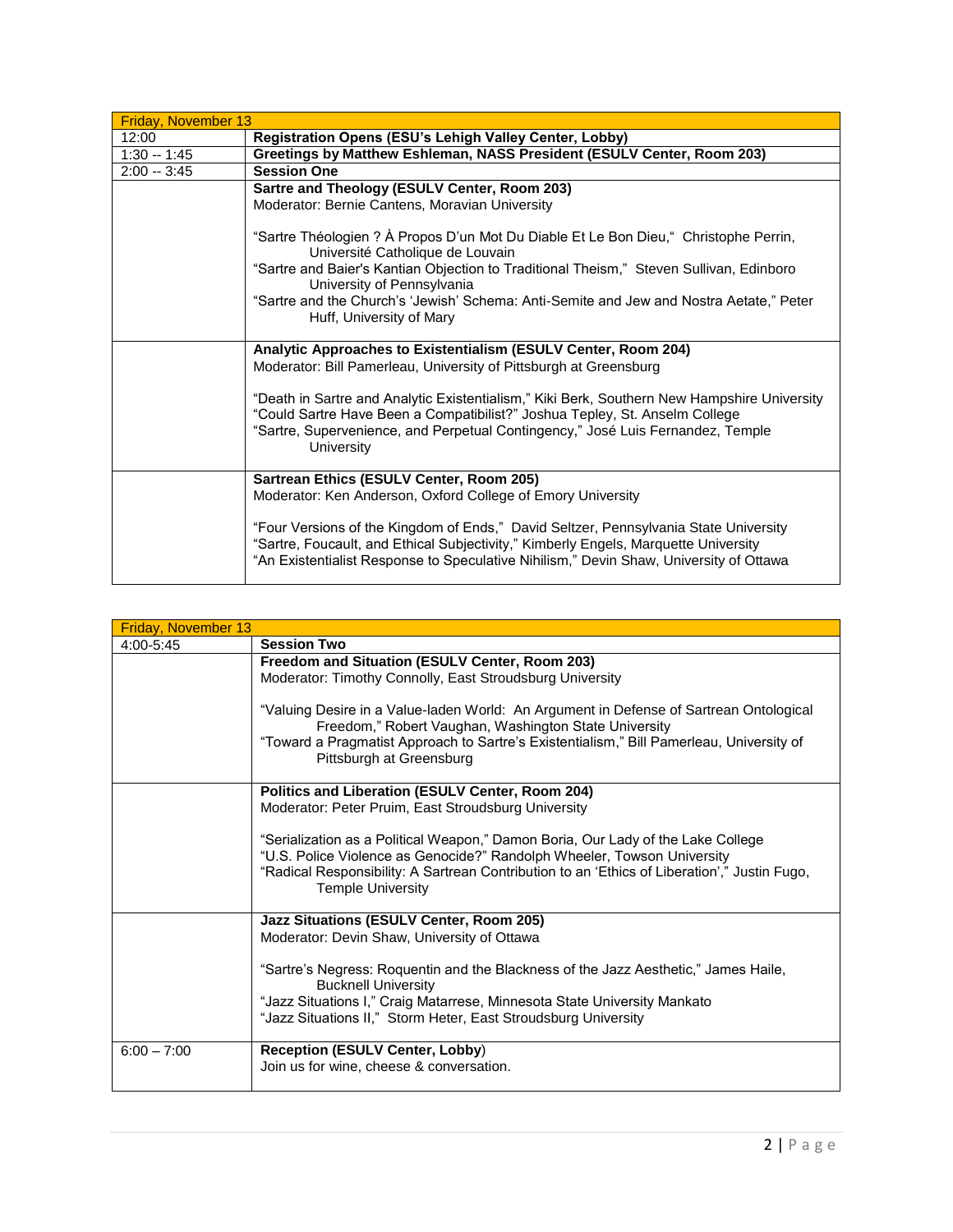| Friday, November 13 | |
|---|---|
| 12:00 | **Registration Opens (ESU's Lehigh Valley Center, Lobby)** |
| 1:30 -- 1:45 | **Greetings by Matthew Eshleman, NASS President (ESULV Center, Room 203)** |
| 2:00 -- 3:45 | **Session One** |
| | **Sartre and Theology (ESULV Center, Room 203)**<br>Moderator: Bernie Cantens, Moravian University<br><br>"Sartre Théologien ? À Propos D'un Mot Du Diable Et Le Bon Dieu," Christophe Perrin, Université Catholique de Louvain<br>"Sartre and Baier's Kantian Objection to Traditional Theism," Steven Sullivan, Edinboro University of Pennsylvania<br>"Sartre and the Church's 'Jewish' Schema: Anti-Semite and Jew and Nostra Aetate," Peter Huff, University of Mary |
| | **Analytic Approaches to Existentialism (ESULV Center, Room 204)**<br>Moderator: Bill Pamerleau, University of Pittsburgh at Greensburg<br><br>"Death in Sartre and Analytic Existentialism," Kiki Berk, Southern New Hampshire University<br>"Could Sartre Have Been a Compatibilist?" Joshua Tepley, St. Anselm College<br>"Sartre, Supervenience, and Perpetual Contingency," José Luis Fernandez, Temple University |
| | **Sartrean Ethics (ESULV Center, Room 205)**<br>Moderator: Ken Anderson, Oxford College of Emory University<br><br>"Four Versions of the Kingdom of Ends," David Seltzer, Pennsylvania State University<br>"Sartre, Foucault, and Ethical Subjectivity," Kimberly Engels, Marquette University<br>"An Existentialist Response to Speculative Nihilism," Devin Shaw, University of Ottawa |

| Friday, November 13 | |
|---|---|
| 4:00-5:45 | **Session Two** |
| | **Freedom and Situation (ESULV Center, Room 203)**<br>Moderator: Timothy Connolly, East Stroudsburg University<br><br>"Valuing Desire in a Value-laden World: An Argument in Defense of Sartrean Ontological Freedom," Robert Vaughan, Washington State University<br>"Toward a Pragmatist Approach to Sartre's Existentialism," Bill Pamerleau, University of Pittsburgh at Greensburg |
| | **Politics and Liberation (ESULV Center, Room 204)**<br>Moderator: Peter Pruim, East Stroudsburg University<br><br>"Serialization as a Political Weapon," Damon Boria, Our Lady of the Lake College<br>"U.S. Police Violence as Genocide?" Randolph Wheeler, Towson University<br>"Radical Responsibility: A Sartrean Contribution to an 'Ethics of Liberation'," Justin Fugo, Temple University |
| | **Jazz Situations (ESULV Center, Room 205)**<br>Moderator: Devin Shaw, University of Ottawa<br><br>"Sartre's Negress: Roquentin and the Blackness of the Jazz Aesthetic," James Haile, Bucknell University<br>"Jazz Situations I," Craig Matarrese, Minnesota State University Mankato<br>"Jazz Situations II," Storm Heter, East Stroudsburg University |
| 6:00 – 7:00 | **Reception (ESULV Center, Lobby)**<br>Join us for wine, cheese & conversation. |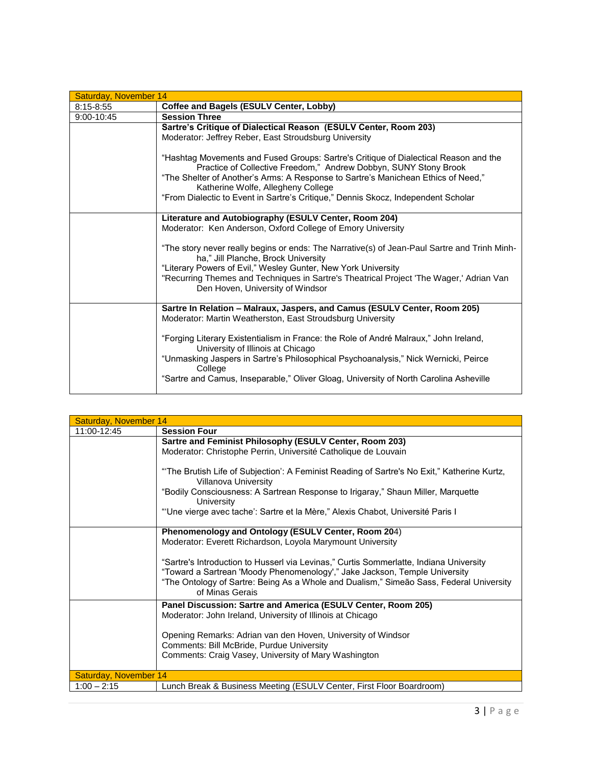| Saturday, November 14 | |
|---|---|
| 8:15-8:55 | **Coffee and Bagels (ESULV Center, Lobby)** |
| 9:00-10:45 | **Session Three** |
| | **Sartre's Critique of Dialectical Reason (ESULV Center, Room 203)**<br>Moderator: Jeffrey Reber, East Stroudsburg University<br><br>"Hashtag Movements and Fused Groups: Sartre's Critique of Dialectical Reason and the Practice of Collective Freedom," Andrew Dobbyn, SUNY Stony Brook<br>"The Shelter of Another's Arms: A Response to Sartre's Manichean Ethics of Need," Katherine Wolfe, Allegheny College<br>"From Dialectic to Event in Sartre's Critique," Dennis Skocz, Independent Scholar |
| | **Literature and Autobiography (ESULV Center, Room 204)**<br>Moderator: Ken Anderson, Oxford College of Emory University<br><br>"The story never really begins or ends: The Narrative(s) of Jean-Paul Sartre and Trinh Minh-ha," Jill Planche, Brock University<br>"Literary Powers of Evil," Wesley Gunter, New York University<br>"Recurring Themes and Techniques in Sartre's Theatrical Project 'The Wager,' Adrian Van Den Hoven, University of Windsor |
| | **Sartre In Relation – Malraux, Jaspers, and Camus (ESULV Center, Room 205)**<br>Moderator: Martin Weatherston, East Stroudsburg University<br><br>"Forging Literary Existentialism in France: the Role of André Malraux," John Ireland, University of Illinois at Chicago<br>"Unmasking Jaspers in Sartre's Philosophical Psychoanalysis," Nick Wernicki, Peirce College<br>"Sartre and Camus, Inseparable," Oliver Gloag, University of North Carolina Asheville |

| Saturday, November 14 | |
|---|---|
| 11:00-12:45 | **Session Four** |
| | **Sartre and Feminist Philosophy (ESULV Center, Room 203)**<br>Moderator: Christophe Perrin, Université Catholique de Louvain<br><br>"'The Brutish Life of Subjection': A Feminist Reading of Sartre's No Exit," Katherine Kurtz, Villanova University<br>"Bodily Consciousness: A Sartrean Response to Irigaray," Shaun Miller, Marquette University<br>"'Une vierge avec tache': Sartre et la Mère," Alexis Chabot, Université Paris I |
| | **Phenomenology and Ontology (ESULV Center, Room 204)**<br>Moderator: Everett Richardson, Loyola Marymount University<br><br>"Sartre's Introduction to Husserl via Levinas," Curtis Sommerlatte, Indiana University<br>"Toward a Sartrean 'Moody Phenomenology'," Jake Jackson, Temple University<br>"The Ontology of Sartre: Being As a Whole and Dualism," Simeão Sass, Federal University of Minas Gerais |
| | **Panel Discussion: Sartre and America (ESULV Center, Room 205)**<br>Moderator: John Ireland, University of Illinois at Chicago<br><br>Opening Remarks: Adrian van den Hoven, University of Windsor<br>Comments: Bill McBride, Purdue University<br>Comments: Craig Vasey, University of Mary Washington |
| Saturday, November 14 | |
| 1:00 – 2:15 | Lunch Break & Business Meeting (ESULV Center, First Floor Boardroom) |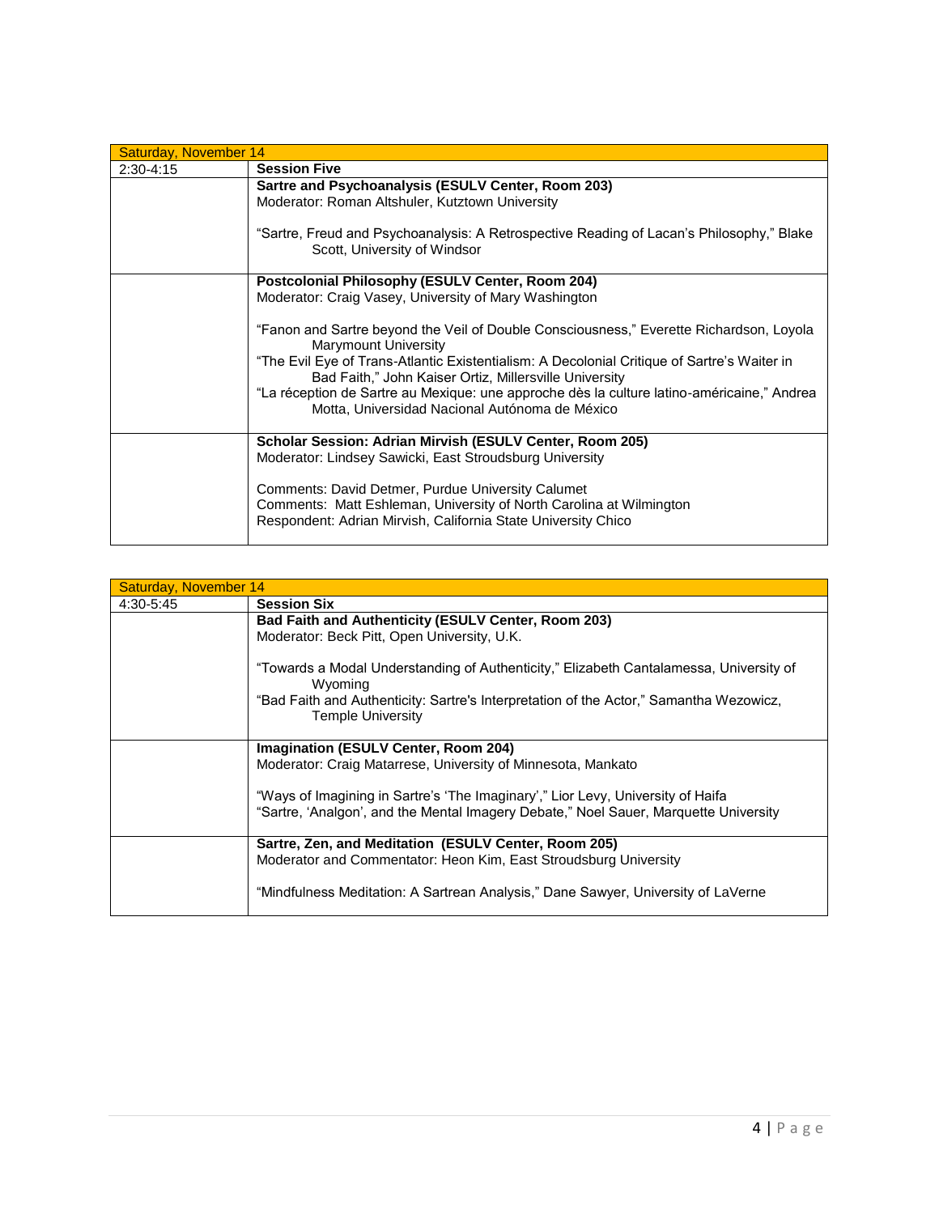| Saturday, November 14 | |
|---|---|
| 2:30-4:15 | **Session Five** |
| | **Sartre and Psychoanalysis (ESULV Center, Room 203)**<br>Moderator: Roman Altshuler, Kutztown University<br><br>"Sartre, Freud and Psychoanalysis: A Retrospective Reading of Lacan's Philosophy," Blake Scott, University of Windsor |
| | **Postcolonial Philosophy (ESULV Center, Room 204)**<br>Moderator: Craig Vasey, University of Mary Washington<br><br>"Fanon and Sartre beyond the Veil of Double Consciousness," Everette Richardson, Loyola Marymount University<br>"The Evil Eye of Trans-Atlantic Existentialism: A Decolonial Critique of Sartre's Waiter in Bad Faith," John Kaiser Ortiz, Millersville University<br>"La réception de Sartre au Mexique: une approche dès la culture latino-américaine," Andrea Motta, Universidad Nacional Autónoma de México |
| | **Scholar Session: Adrian Mirvish (ESULV Center, Room 205)**<br>Moderator: Lindsey Sawicki, East Stroudsburg University<br><br>Comments: David Detmer, Purdue University Calumet<br>Comments: Matt Eshleman, University of North Carolina at Wilmington<br>Respondent: Adrian Mirvish, California State University Chico |

| Saturday, November 14 | |
|---|---|
| 4:30-5:45 | **Session Six** |
| | **Bad Faith and Authenticity (ESULV Center, Room 203)**<br>Moderator: Beck Pitt, Open University, U.K.<br><br>"Towards a Modal Understanding of Authenticity," Elizabeth Cantalamessa, University of Wyoming<br>"Bad Faith and Authenticity: Sartre's Interpretation of the Actor," Samantha Wezowicz, Temple University |
| | **Imagination (ESULV Center, Room 204)**<br>Moderator: Craig Matarrese, University of Minnesota, Mankato<br><br>"Ways of Imagining in Sartre's 'The Imaginary'," Lior Levy, University of Haifa<br>"Sartre, 'Analgon', and the Mental Imagery Debate," Noel Sauer, Marquette University |
| | **Sartre, Zen, and Meditation (ESULV Center, Room 205)**<br>Moderator and Commentator: Heon Kim, East Stroudsburg University<br><br>"Mindfulness Meditation: A Sartrean Analysis," Dane Sawyer, University of LaVerne |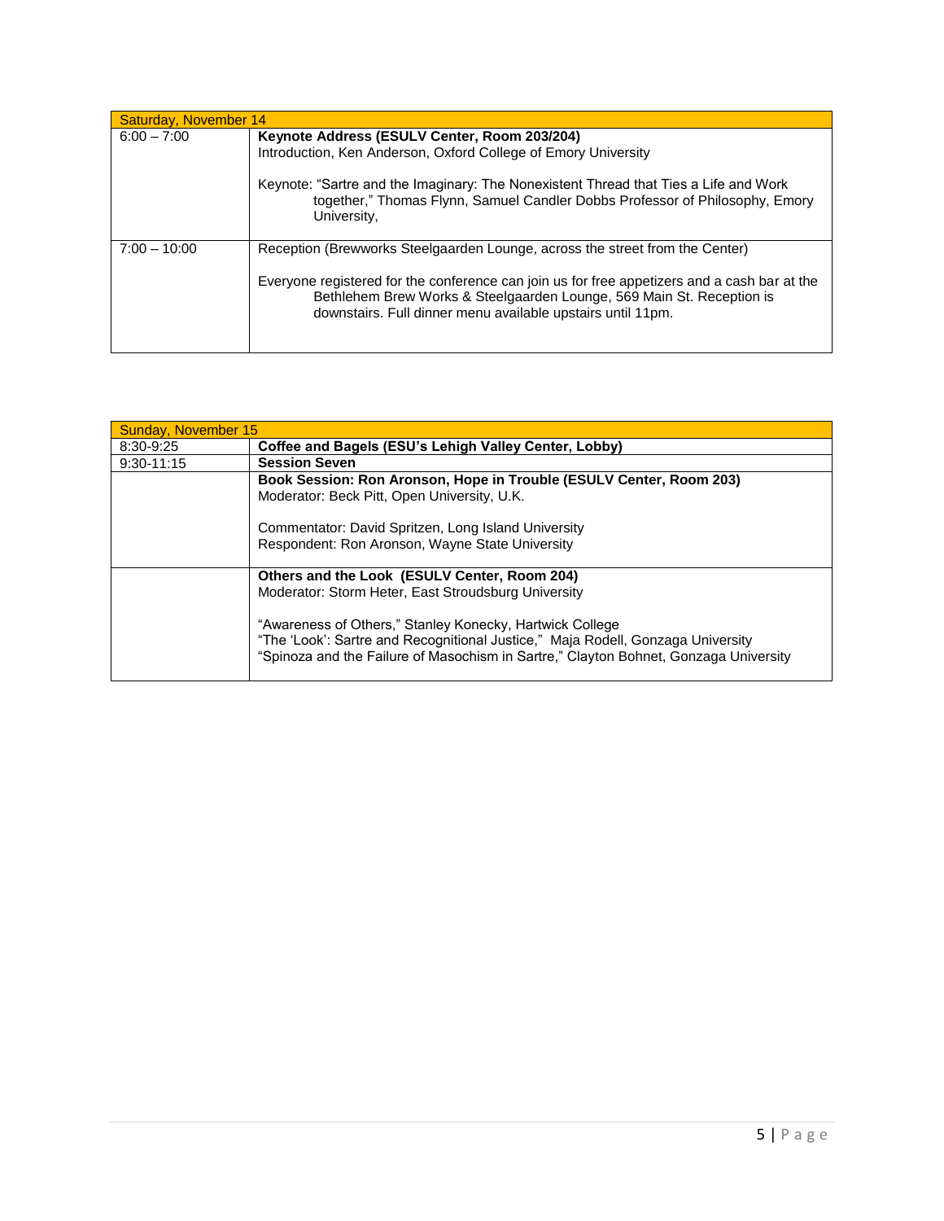| Saturday, November 14 | |
|---|---|
| 6:00 – 7:00 | **Keynote Address (ESULV Center, Room 203/204)**<br>Introduction, Ken Anderson, Oxford College of Emory University<br><br>Keynote: "Sartre and the Imaginary: The Nonexistent Thread that Ties a Life and Work together," Thomas Flynn, Samuel Candler Dobbs Professor of Philosophy, Emory University, |
| 7:00 – 10:00 | Reception (Brewworks Steelgaarden Lounge, across the street from the Center)<br><br>Everyone registered for the conference can join us for free appetizers and a cash bar at the Bethlehem Brew Works & Steelgaarden Lounge, 569 Main St. Reception is downstairs. Full dinner menu available upstairs until 11pm. |

| Sunday, November 15 | |
|---|---|
| 8:30-9:25 | **Coffee and Bagels (ESU's Lehigh Valley Center, Lobby)** |
| 9:30-11:15 | **Session Seven** |
| | **Book Session: Ron Aronson, Hope in Trouble (ESULV Center, Room 203)**<br>Moderator: Beck Pitt, Open University, U.K.<br><br>Commentator: David Spritzen, Long Island University<br>Respondent: Ron Aronson, Wayne State University |
| | **Others and the Look (ESULV Center, Room 204)**<br>Moderator: Storm Heter, East Stroudsburg University<br><br>"Awareness of Others," Stanley Konecky, Hartwick College<br>"The 'Look': Sartre and Recognitional Justice," Maja Rodell, Gonzaga University<br>"Spinoza and the Failure of Masochism in Sartre," Clayton Bohnet, Gonzaga University |